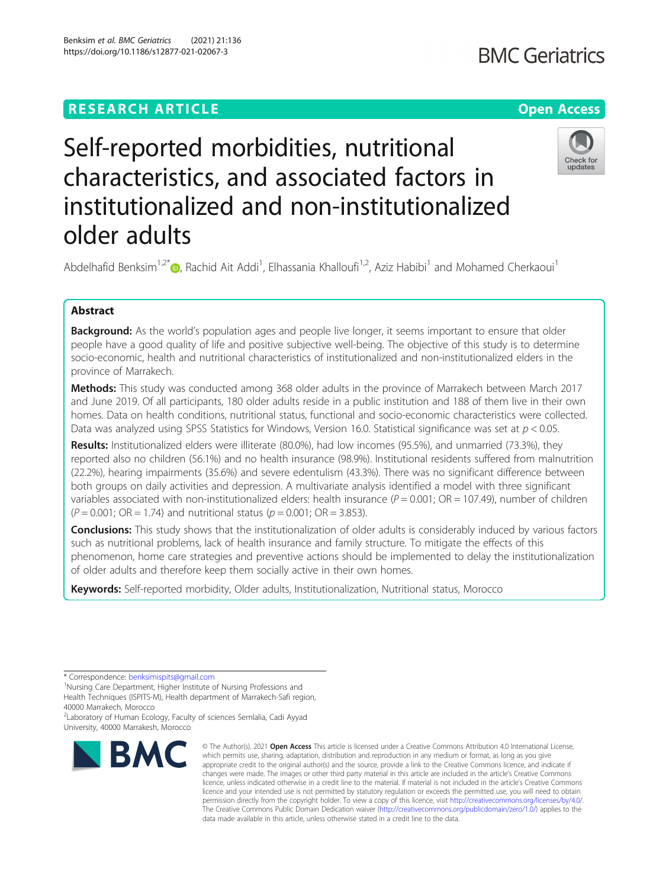RESEARCH ARTICLE

Open Access

# Self-reported morbidities, nutritional characteristics, and associated factors in institutionalized and non-institutionalized older adults

Abdelhafid Benksim[1,2*], Rachid Ait Addi[1], Elhassania Khalloufi[1,2], Aziz Habibi[1] and Mohamed Cherkaoui[1]

## Abstract

**Background:** As the world's population ages and people live longer, it seems important to ensure that older people have a good quality of life and positive subjective well-being. The objective of this study is to determine socio-economic, health and nutritional characteristics of institutionalized and non-institutionalized elders in the province of Marrakech.

**Methods:** This study was conducted among 368 older adults in the province of Marrakech between March 2017 and June 2019. Of all participants, 180 older adults reside in a public institution and 188 of them live in their own homes. Data on health conditions, nutritional status, functional and socio-economic characteristics were collected. Data was analyzed using SPSS Statistics for Windows, Version 16.0. Statistical significance was set at $p < 0.05$.

**Results:** Institutionalized elders were illiterate (80.0%), had low incomes (95.5%), and unmarried (73.3%), they reported also no children (56.1%) and no health insurance (98.9%). Institutional residents suffered from malnutrition (22.2%), hearing impairments (35.6%) and severe edentulism (43.3%). There was no significant difference between both groups on daily activities and depression. A multivariate analysis identified a model with three significant variables associated with non-institutionalized elders: health insurance ($P = 0.001$; OR = 107.49), number of children ($P = 0.001$; OR = 1.74) and nutritional status ($p = 0.001$; OR = 3.853).

**Conclusions:** This study shows that the institutionalization of older adults is considerably induced by various factors such as nutritional problems, lack of health insurance and family structure. To mitigate the effects of this phenomenon, home care strategies and preventive actions should be implemented to delay the institutionalization of older adults and therefore keep them socially active in their own homes.

**Keywords:** Self-reported morbidity, Older adults, Institutionalization, Nutritional status, Morocco

---

* Correspondence: benksimispits@gmail.com

[1]Nursing Care Department, Higher Institute of Nursing Professions and Health Techniques (ISPITS-M), Health department of Marrakech-Safi region, 40000 Marrakech, Morocco

[2]Laboratory of Human Ecology, Faculty of sciences Semlalia, Cadi Ayyad University, 40000 Marrakesh, Morocco

© The Author(s). 2021 **Open Access** This article is licensed under a Creative Commons Attribution 4.0 International License, which permits use, sharing, adaptation, distribution and reproduction in any medium or format, as long as you give appropriate credit to the original author(s) and the source, provide a link to the Creative Commons licence, and indicate if changes were made. The images or other third party material in this article are included in the article's Creative Commons licence, unless indicated otherwise in a credit line to the material. If material is not included in the article's Creative Commons licence and your intended use is not permitted by statutory regulation or exceeds the permitted use, you will need to obtain permission directly from the copyright holder. To view a copy of this licence, visit http://creativecommons.org/licenses/by/4.0/. The Creative Commons Public Domain Dedication waiver (http://creativecommons.org/publicdomain/zero/1.0/) applies to the data made available in this article, unless otherwise stated in a credit line to the data.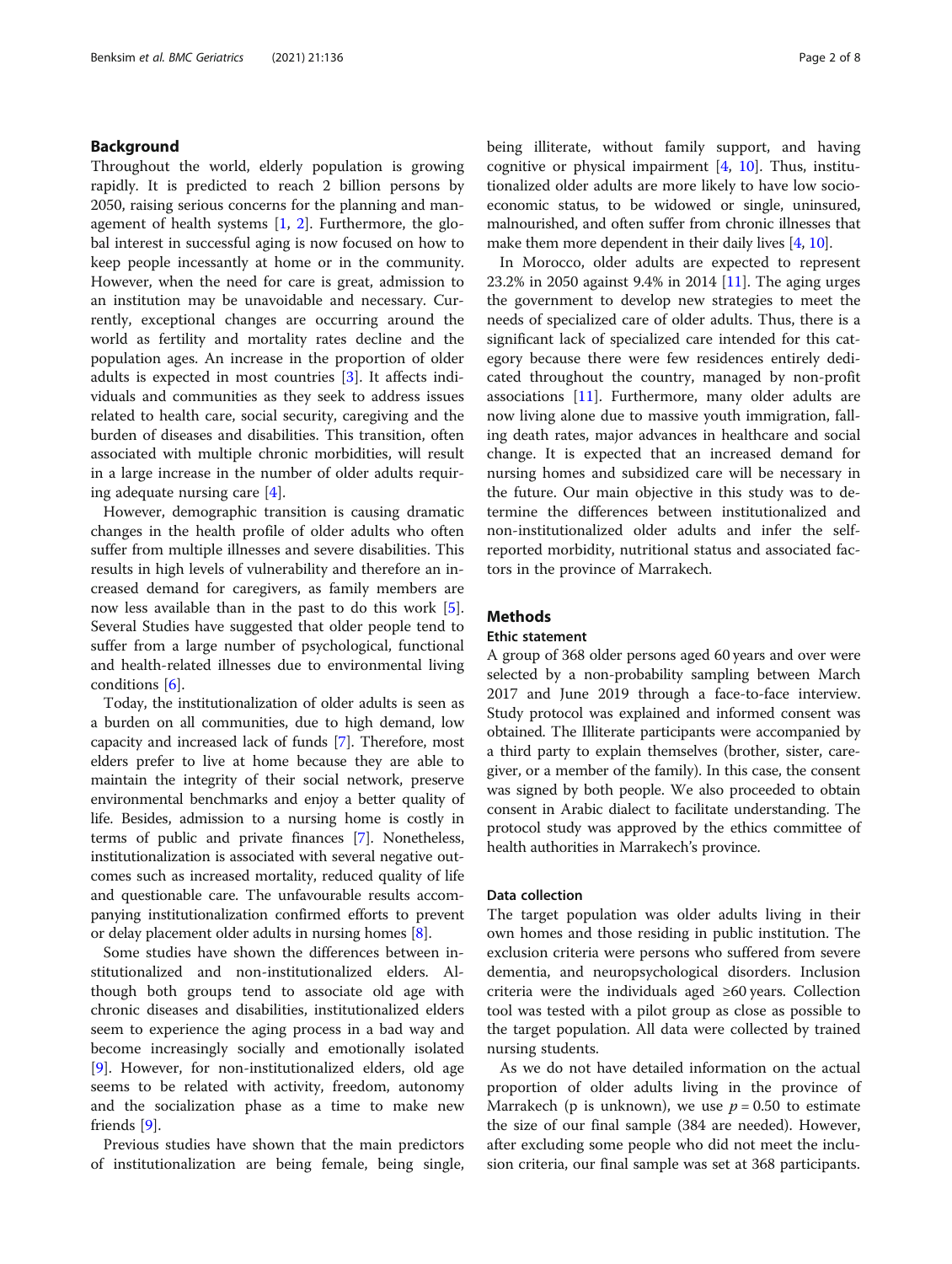## Background

Throughout the world, elderly population is growing rapidly. It is predicted to reach 2 billion persons by 2050, raising serious concerns for the planning and management of health systems [1, 2]. Furthermore, the global interest in successful aging is now focused on how to keep people incessantly at home or in the community. However, when the need for care is great, admission to an institution may be unavoidable and necessary. Currently, exceptional changes are occurring around the world as fertility and mortality rates decline and the population ages. An increase in the proportion of older adults is expected in most countries [3]. It affects individuals and communities as they seek to address issues related to health care, social security, caregiving and the burden of diseases and disabilities. This transition, often associated with multiple chronic morbidities, will result in a large increase in the number of older adults requiring adequate nursing care [4].

However, demographic transition is causing dramatic changes in the health profile of older adults who often suffer from multiple illnesses and severe disabilities. This results in high levels of vulnerability and therefore an increased demand for caregivers, as family members are now less available than in the past to do this work [5]. Several Studies have suggested that older people tend to suffer from a large number of psychological, functional and health-related illnesses due to environmental living conditions [6].

Today, the institutionalization of older adults is seen as a burden on all communities, due to high demand, low capacity and increased lack of funds [7]. Therefore, most elders prefer to live at home because they are able to maintain the integrity of their social network, preserve environmental benchmarks and enjoy a better quality of life. Besides, admission to a nursing home is costly in terms of public and private finances [7]. Nonetheless, institutionalization is associated with several negative outcomes such as increased mortality, reduced quality of life and questionable care. The unfavourable results accompanying institutionalization confirmed efforts to prevent or delay placement older adults in nursing homes [8].

Some studies have shown the differences between institutionalized and non-institutionalized elders. Although both groups tend to associate old age with chronic diseases and disabilities, institutionalized elders seem to experience the aging process in a bad way and become increasingly socially and emotionally isolated [9]. However, for non-institutionalized elders, old age seems to be related with activity, freedom, autonomy and the socialization phase as a time to make new friends [9].

Previous studies have shown that the main predictors of institutionalization are being female, being single, being illiterate, without family support, and having cognitive or physical impairment [4, 10]. Thus, institutionalized older adults are more likely to have low socioeconomic status, to be widowed or single, uninsured, malnourished, and often suffer from chronic illnesses that make them more dependent in their daily lives [4, 10].

In Morocco, older adults are expected to represent 23.2% in 2050 against 9.4% in 2014 [11]. The aging urges the government to develop new strategies to meet the needs of specialized care of older adults. Thus, there is a significant lack of specialized care intended for this category because there were few residences entirely dedicated throughout the country, managed by non-profit associations [11]. Furthermore, many older adults are now living alone due to massive youth immigration, falling death rates, major advances in healthcare and social change. It is expected that an increased demand for nursing homes and subsidized care will be necessary in the future. Our main objective in this study was to determine the differences between institutionalized and non-institutionalized older adults and infer the self-reported morbidity, nutritional status and associated factors in the province of Marrakech.

## Methods

### Ethic statement

A group of 368 older persons aged 60 years and over were selected by a non-probability sampling between March 2017 and June 2019 through a face-to-face interview. Study protocol was explained and informed consent was obtained. The Illiterate participants were accompanied by a third party to explain themselves (brother, sister, caregiver, or a member of the family). In this case, the consent was signed by both people. We also proceeded to obtain consent in Arabic dialect to facilitate understanding. The protocol study was approved by the ethics committee of health authorities in Marrakech's province.

### Data collection

The target population was older adults living in their own homes and those residing in public institution. The exclusion criteria were persons who suffered from severe dementia, and neuropsychological disorders. Inclusion criteria were the individuals aged ≥60 years. Collection tool was tested with a pilot group as close as possible to the target population. All data were collected by trained nursing students.

As we do not have detailed information on the actual proportion of older adults living in the province of Marrakech (p is unknown), we use $p = 0.50$ to estimate the size of our final sample (384 are needed). However, after excluding some people who did not meet the inclusion criteria, our final sample was set at 368 participants.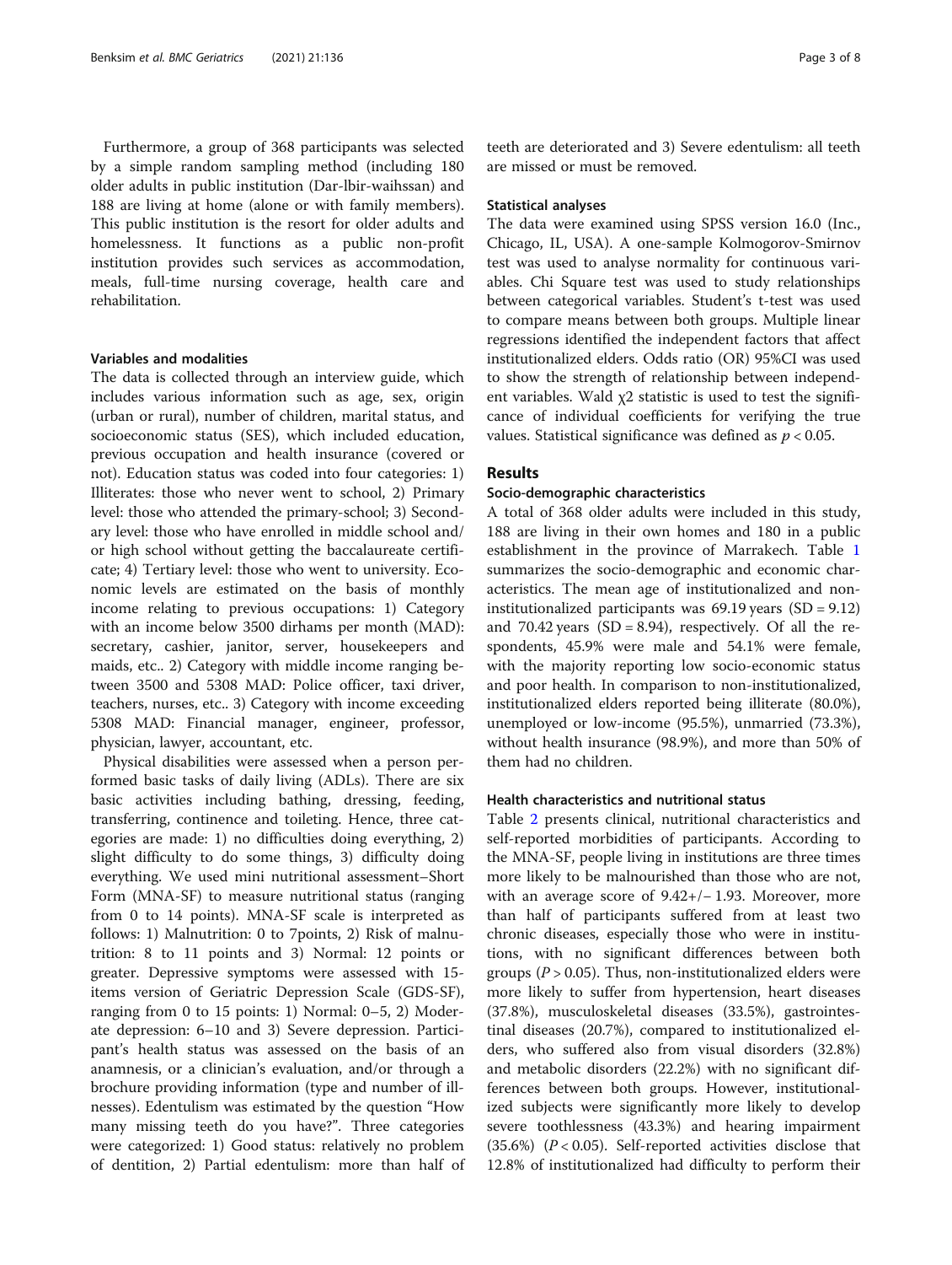Furthermore, a group of 368 participants was selected by a simple random sampling method (including 180 older adults in public institution (Dar-lbir-waihssan) and 188 are living at home (alone or with family members). This public institution is the resort for older adults and homelessness. It functions as a public non-profit institution provides such services as accommodation, meals, full-time nursing coverage, health care and rehabilitation.

### Variables and modalities

The data is collected through an interview guide, which includes various information such as age, sex, origin (urban or rural), number of children, marital status, and socioeconomic status (SES), which included education, previous occupation and health insurance (covered or not). Education status was coded into four categories: 1) Illiterates: those who never went to school, 2) Primary level: those who attended the primary-school; 3) Secondary level: those who have enrolled in middle school and/or high school without getting the baccalaureate certificate; 4) Tertiary level: those who went to university. Economic levels are estimated on the basis of monthly income relating to previous occupations: 1) Category with an income below 3500 dirhams per month (MAD): secretary, cashier, janitor, server, housekeepers and maids, etc.. 2) Category with middle income ranging between 3500 and 5308 MAD: Police officer, taxi driver, teachers, nurses, etc.. 3) Category with income exceeding 5308 MAD: Financial manager, engineer, professor, physician, lawyer, accountant, etc.

Physical disabilities were assessed when a person performed basic tasks of daily living (ADLs). There are six basic activities including bathing, dressing, feeding, transferring, continence and toileting. Hence, three categories are made: 1) no difficulties doing everything, 2) slight difficulty to do some things, 3) difficulty doing everything. We used mini nutritional assessment–Short Form (MNA-SF) to measure nutritional status (ranging from 0 to 14 points). MNA-SF scale is interpreted as follows: 1) Malnutrition: 0 to 7points, 2) Risk of malnutrition: 8 to 11 points and 3) Normal: 12 points or greater. Depressive symptoms were assessed with 15-items version of Geriatric Depression Scale (GDS-SF), ranging from 0 to 15 points: 1) Normal: 0–5, 2) Moderate depression: 6–10 and 3) Severe depression. Participant's health status was assessed on the basis of an anamnesis, or a clinician's evaluation, and/or through a brochure providing information (type and number of illnesses). Edentulism was estimated by the question "How many missing teeth do you have?". Three categories were categorized: 1) Good status: relatively no problem of dentition, 2) Partial edentulism: more than half of teeth are deteriorated and 3) Severe edentulism: all teeth are missed or must be removed.

### Statistical analyses

The data were examined using SPSS version 16.0 (Inc., Chicago, IL, USA). A one-sample Kolmogorov-Smirnov test was used to analyse normality for continuous variables. Chi Square test was used to study relationships between categorical variables. Student's t-test was used to compare means between both groups. Multiple linear regressions identified the independent factors that affect institutionalized elders. Odds ratio (OR) 95%CI was used to show the strength of relationship between independent variables. Wald $\chi 2$ statistic is used to test the significance of individual coefficients for verifying the true values. Statistical significance was defined as $p < 0.05$.

## Results

### Socio-demographic characteristics

A total of 368 older adults were included in this study, 188 are living in their own homes and 180 in a public establishment in the province of Marrakech. Table 1 summarizes the socio-demographic and economic characteristics. The mean age of institutionalized and non-institutionalized participants was 69.19 years (SD = 9.12) and 70.42 years (SD = 8.94), respectively. Of all the respondents, 45.9% were male and 54.1% were female, with the majority reporting low socio-economic status and poor health. In comparison to non-institutionalized, institutionalized elders reported being illiterate (80.0%), unemployed or low-income (95.5%), unmarried (73.3%), without health insurance (98.9%), and more than 50% of them had no children.

### Health characteristics and nutritional status

Table 2 presents clinical, nutritional characteristics and self-reported morbidities of participants. According to the MNA-SF, people living in institutions are three times more likely to be malnourished than those who are not, with an average score of 9.42+/− 1.93. Moreover, more than half of participants suffered from at least two chronic diseases, especially those who were in institutions, with no significant differences between both groups ($P > 0.05$). Thus, non-institutionalized elders were more likely to suffer from hypertension, heart diseases (37.8%), musculoskeletal diseases (33.5%), gastrointestinal diseases (20.7%), compared to institutionalized elders, who suffered also from visual disorders (32.8%) and metabolic disorders (22.2%) with no significant differences between both groups. However, institutionalized subjects were significantly more likely to develop severe toothlessness (43.3%) and hearing impairment (35.6%) ($P < 0.05$). Self-reported activities disclose that 12.8% of institutionalized had difficulty to perform their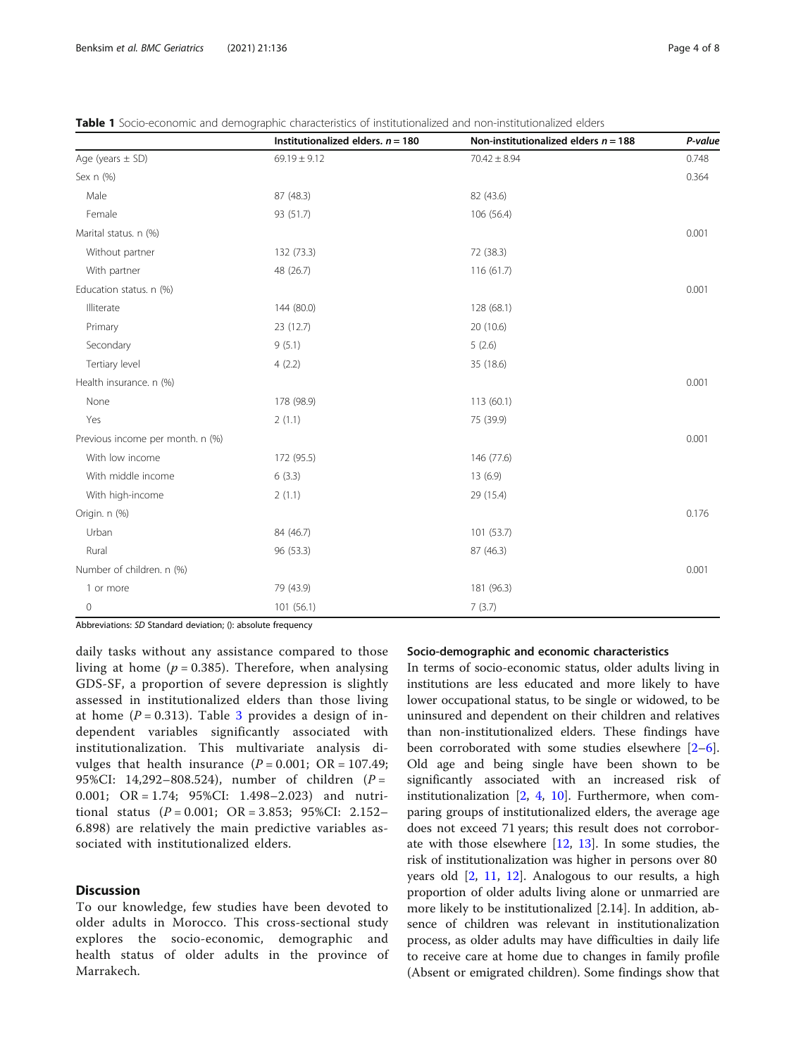**Table 1** Socio-economic and demographic characteristics of institutionalized and non-institutionalized elders

| | Institutionalized elders. *n* = 180 | Non-institutionalized elders *n* = 188 | *P-value* |
|---|---|---|---|
| Age (years ± SD) | 69.19 ± 9.12 | 70.42 ± 8.94 | 0.748 |
| Sex n (%) | | | 0.364 |
| Male | 87 (48.3) | 82 (43.6) | |
| Female | 93 (51.7) | 106 (56.4) | |
| Marital status. n (%) | | | 0.001 |
| Without partner | 132 (73.3) | 72 (38.3) | |
| With partner | 48 (26.7) | 116 (61.7) | |
| Education status. n (%) | | | 0.001 |
| Illiterate | 144 (80.0) | 128 (68.1) | |
| Primary | 23 (12.7) | 20 (10.6) | |
| Secondary | 9 (5.1) | 5 (2.6) | |
| Tertiary level | 4 (2.2) | 35 (18.6) | |
| Health insurance. n (%) | | | 0.001 |
| None | 178 (98.9) | 113 (60.1) | |
| Yes | 2 (1.1) | 75 (39.9) | |
| Previous income per month. n (%) | | | 0.001 |
| With low income | 172 (95.5) | 146 (77.6) | |
| With middle income | 6 (3.3) | 13 (6.9) | |
| With high-income | 2 (1.1) | 29 (15.4) | |
| Origin. n (%) | | | 0.176 |
| Urban | 84 (46.7) | 101 (53.7) | |
| Rural | 96 (53.3) | 87 (46.3) | |
| Number of children. n (%) | | | 0.001 |
| 1 or more | 79 (43.9) | 181 (96.3) | |
| 0 | 101 (56.1) | 7 (3.7) | |

Abbreviations: *SD* Standard deviation; (): absolute frequency

daily tasks without any assistance compared to those living at home ($p = 0.385$). Therefore, when analysing GDS-SF, a proportion of severe depression is slightly assessed in institutionalized elders than those living at home ($P = 0.313$). Table 3 provides a design of independent variables significantly associated with institutionalization. This multivariate analysis divulges that health insurance ($P = 0.001$; OR = 107.49; 95%CI: 14,292–808.524), number of children ($P = 0.001$; OR = 1.74; 95%CI: 1.498–2.023) and nutritional status ($P = 0.001$; OR = 3.853; 95%CI: 2.152–6.898) are relatively the main predictive variables associated with institutionalized elders.

## Discussion

To our knowledge, few studies have been devoted to older adults in Morocco. This cross-sectional study explores the socio-economic, demographic and health status of older adults in the province of Marrakech.

### Socio-demographic and economic characteristics

In terms of socio-economic status, older adults living in institutions are less educated and more likely to have lower occupational status, to be single or widowed, to be uninsured and dependent on their children and relatives than non-institutionalized elders. These findings have been corroborated with some studies elsewhere [2–6]. Old age and being single have been shown to be significantly associated with an increased risk of institutionalization [2, 4, 10]. Furthermore, when comparing groups of institutionalized elders, the average age does not exceed 71 years; this result does not corroborate with those elsewhere [12, 13]. In some studies, the risk of institutionalization was higher in persons over 80 years old [2, 11, 12]. Analogous to our results, a high proportion of older adults living alone or unmarried are more likely to be institutionalized [2.14]. In addition, absence of children was relevant in institutionalization process, as older adults may have difficulties in daily life to receive care at home due to changes in family profile (Absent or emigrated children). Some findings show that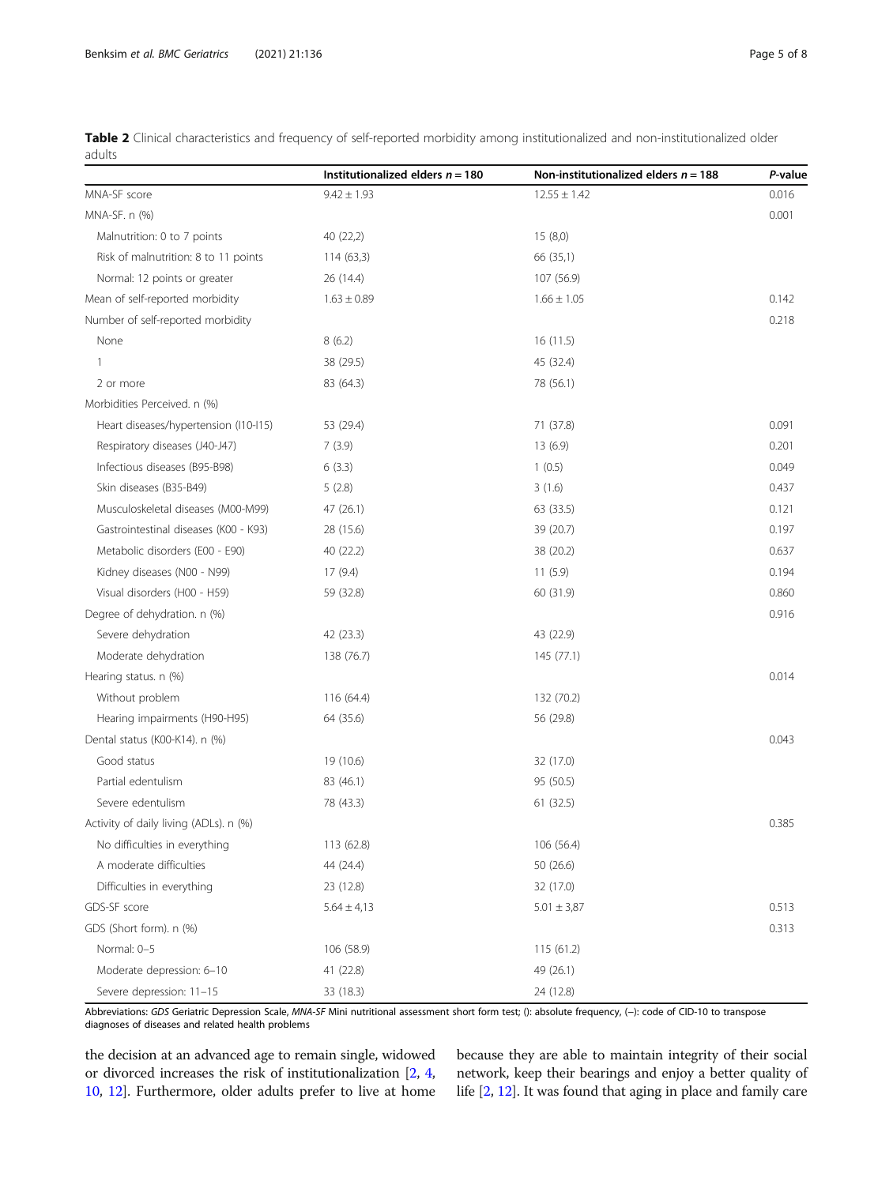**Table 2** Clinical characteristics and frequency of self-reported morbidity among institutionalized and non-institutionalized older adults

| | Institutionalized elders *n* = 180 | Non-institutionalized elders *n* = 188 | *P*-value |
|---|---|---|---|
| MNA-SF score | 9.42 ± 1.93 | 12.55 ± 1.42 | 0.016 |
| MNA-SF. n (%) | | | 0.001 |
| Malnutrition: 0 to 7 points | 40 (22,2) | 15 (8,0) | |
| Risk of malnutrition: 8 to 11 points | 114 (63,3) | 66 (35,1) | |
| Normal: 12 points or greater | 26 (14.4) | 107 (56.9) | |
| Mean of self-reported morbidity | 1.63 ± 0.89 | 1.66 ± 1.05 | 0.142 |
| Number of self-reported morbidity | | | 0.218 |
| None | 8 (6.2) | 16 (11.5) | |
| 1 | 38 (29.5) | 45 (32.4) | |
| 2 or more | 83 (64.3) | 78 (56.1) | |
| Morbidities Perceived. n (%) | | | |
| Heart diseases/hypertension (I10-I15) | 53 (29.4) | 71 (37.8) | 0.091 |
| Respiratory diseases (J40-J47) | 7 (3.9) | 13 (6.9) | 0.201 |
| Infectious diseases (B95-B98) | 6 (3.3) | 1 (0.5) | 0.049 |
| Skin diseases (B35-B49) | 5 (2.8) | 3 (1.6) | 0.437 |
| Musculoskeletal diseases (M00-M99) | 47 (26.1) | 63 (33.5) | 0.121 |
| Gastrointestinal diseases (K00 - K93) | 28 (15.6) | 39 (20.7) | 0.197 |
| Metabolic disorders (E00 - E90) | 40 (22.2) | 38 (20.2) | 0.637 |
| Kidney diseases (N00 - N99) | 17 (9.4) | 11 (5.9) | 0.194 |
| Visual disorders (H00 - H59) | 59 (32.8) | 60 (31.9) | 0.860 |
| Degree of dehydration. n (%) | | | 0.916 |
| Severe dehydration | 42 (23.3) | 43 (22.9) | |
| Moderate dehydration | 138 (76.7) | 145 (77.1) | |
| Hearing status. n (%) | | | 0.014 |
| Without problem | 116 (64.4) | 132 (70.2) | |
| Hearing impairments (H90-H95) | 64 (35.6) | 56 (29.8) | |
| Dental status (K00-K14). n (%) | | | 0.043 |
| Good status | 19 (10.6) | 32 (17.0) | |
| Partial edentulism | 83 (46.1) | 95 (50.5) | |
| Severe edentulism | 78 (43.3) | 61 (32.5) | |
| Activity of daily living (ADLs). n (%) | | | 0.385 |
| No difficulties in everything | 113 (62.8) | 106 (56.4) | |
| A moderate difficulties | 44 (24.4) | 50 (26.6) | |
| Difficulties in everything | 23 (12.8) | 32 (17.0) | |
| GDS-SF score | 5.64 ± 4,13 | 5.01 ± 3,87 | 0.513 |
| GDS (Short form). n (%) | | | 0.313 |
| Normal: 0–5 | 106 (58.9) | 115 (61.2) | |
| Moderate depression: 6–10 | 41 (22.8) | 49 (26.1) | |
| Severe depression: 11–15 | 33 (18.3) | 24 (12.8) | |

Abbreviations: *GDS* Geriatric Depression Scale, *MNA-SF* Mini nutritional assessment short form test; (): absolute frequency, (−): code of CID-10 to transpose diagnoses of diseases and related health problems

the decision at an advanced age to remain single, widowed or divorced increases the risk of institutionalization [2, 4, 10, 12]. Furthermore, older adults prefer to live at home because they are able to maintain integrity of their social network, keep their bearings and enjoy a better quality of life [2, 12]. It was found that aging in place and family care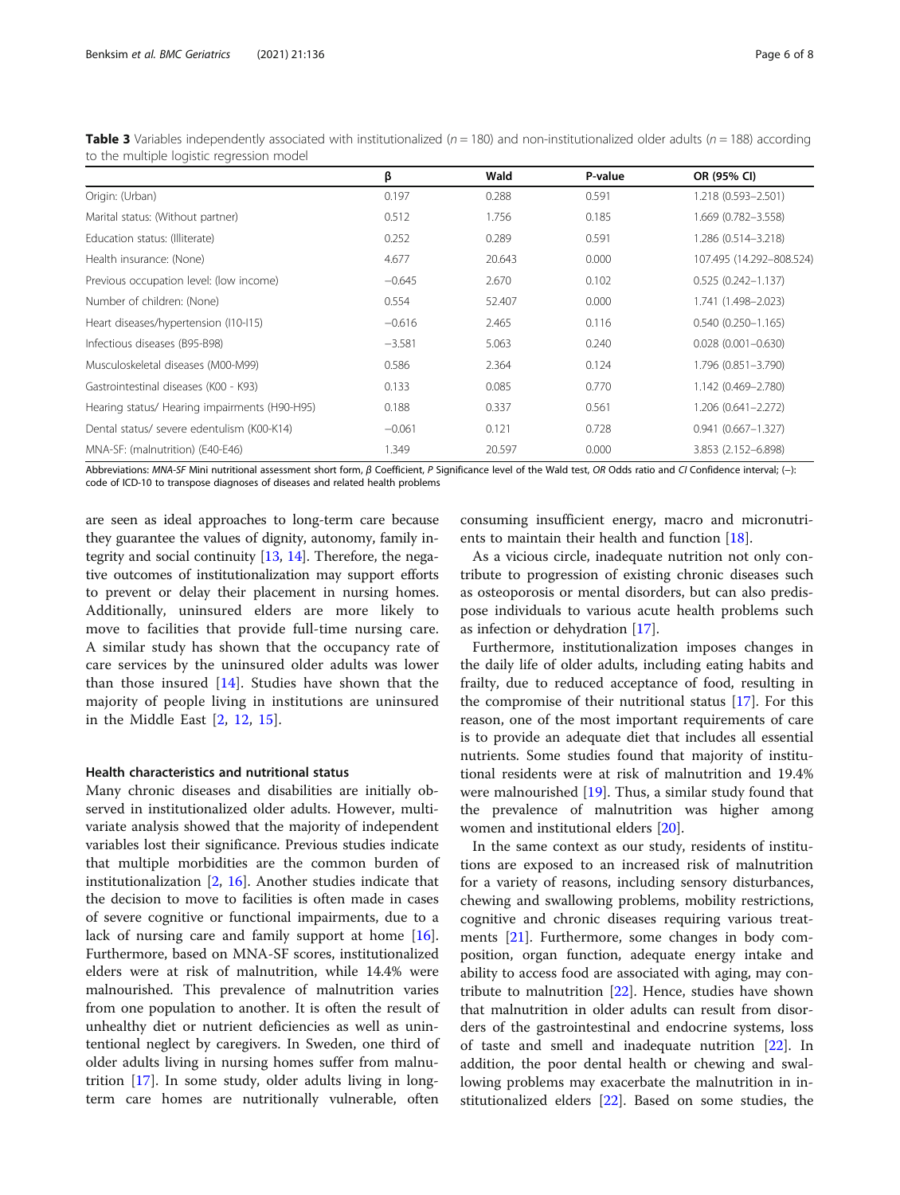**Table 3** Variables independently associated with institutionalized ($n = 180$) and non-institutionalized older adults ($n = 188$) according to the multiple logistic regression model

| | β | Wald | P-value | OR (95% CI) |
|---|---|---|---|---|
| Origin: (Urban) | 0.197 | 0.288 | 0.591 | 1.218 (0.593–2.501) |
| Marital status: (Without partner) | 0.512 | 1.756 | 0.185 | 1.669 (0.782–3.558) |
| Education status: (Illiterate) | 0.252 | 0.289 | 0.591 | 1.286 (0.514–3.218) |
| Health insurance: (None) | 4.677 | 20.643 | 0.000 | 107.495 (14.292–808.524) |
| Previous occupation level: (low income) | −0.645 | 2.670 | 0.102 | 0.525 (0.242–1.137) |
| Number of children: (None) | 0.554 | 52.407 | 0.000 | 1.741 (1.498–2.023) |
| Heart diseases/hypertension (I10-I15) | −0.616 | 2.465 | 0.116 | 0.540 (0.250–1.165) |
| Infectious diseases (B95-B98) | −3.581 | 5.063 | 0.240 | 0.028 (0.001–0.630) |
| Musculoskeletal diseases (M00-M99) | 0.586 | 2.364 | 0.124 | 1.796 (0.851–3.790) |
| Gastrointestinal diseases (K00 - K93) | 0.133 | 0.085 | 0.770 | 1.142 (0.469–2.780) |
| Hearing status/ Hearing impairments (H90-H95) | 0.188 | 0.337 | 0.561 | 1.206 (0.641–2.272) |
| Dental status/ severe edentulism (K00-K14) | −0.061 | 0.121 | 0.728 | 0.941 (0.667–1.327) |
| MNA-SF: (malnutrition) (E40-E46) | 1.349 | 20.597 | 0.000 | 3.853 (2.152–6.898) |

Abbreviations: *MNA-SF* Mini nutritional assessment short form, *β* Coefficient, *P* Significance level of the Wald test, *OR* Odds ratio and *CI* Confidence interval; (–): code of ICD-10 to transpose diagnoses of diseases and related health problems

are seen as ideal approaches to long-term care because they guarantee the values of dignity, autonomy, family integrity and social continuity [13, 14]. Therefore, the negative outcomes of institutionalization may support efforts to prevent or delay their placement in nursing homes. Additionally, uninsured elders are more likely to move to facilities that provide full-time nursing care. A similar study has shown that the occupancy rate of care services by the uninsured older adults was lower than those insured [14]. Studies have shown that the majority of people living in institutions are uninsured in the Middle East [2, 12, 15].

### Health characteristics and nutritional status

Many chronic diseases and disabilities are initially observed in institutionalized older adults. However, multivariate analysis showed that the majority of independent variables lost their significance. Previous studies indicate that multiple morbidities are the common burden of institutionalization [2, 16]. Another studies indicate that the decision to move to facilities is often made in cases of severe cognitive or functional impairments, due to a lack of nursing care and family support at home [16]. Furthermore, based on MNA-SF scores, institutionalized elders were at risk of malnutrition, while 14.4% were malnourished. This prevalence of malnutrition varies from one population to another. It is often the result of unhealthy diet or nutrient deficiencies as well as unintentional neglect by caregivers. In Sweden, one third of older adults living in nursing homes suffer from malnutrition [17]. In some study, older adults living in long-term care homes are nutritionally vulnerable, often consuming insufficient energy, macro and micronutrients to maintain their health and function [18].

As a vicious circle, inadequate nutrition not only contribute to progression of existing chronic diseases such as osteoporosis or mental disorders, but can also predispose individuals to various acute health problems such as infection or dehydration [17].

Furthermore, institutionalization imposes changes in the daily life of older adults, including eating habits and frailty, due to reduced acceptance of food, resulting in the compromise of their nutritional status [17]. For this reason, one of the most important requirements of care is to provide an adequate diet that includes all essential nutrients. Some studies found that majority of institutional residents were at risk of malnutrition and 19.4% were malnourished [19]. Thus, a similar study found that the prevalence of malnutrition was higher among women and institutional elders [20].

In the same context as our study, residents of institutions are exposed to an increased risk of malnutrition for a variety of reasons, including sensory disturbances, chewing and swallowing problems, mobility restrictions, cognitive and chronic diseases requiring various treatments [21]. Furthermore, some changes in body composition, organ function, adequate energy intake and ability to access food are associated with aging, may contribute to malnutrition [22]. Hence, studies have shown that malnutrition in older adults can result from disorders of the gastrointestinal and endocrine systems, loss of taste and smell and inadequate nutrition [22]. In addition, the poor dental health or chewing and swallowing problems may exacerbate the malnutrition in institutionalized elders [22]. Based on some studies, the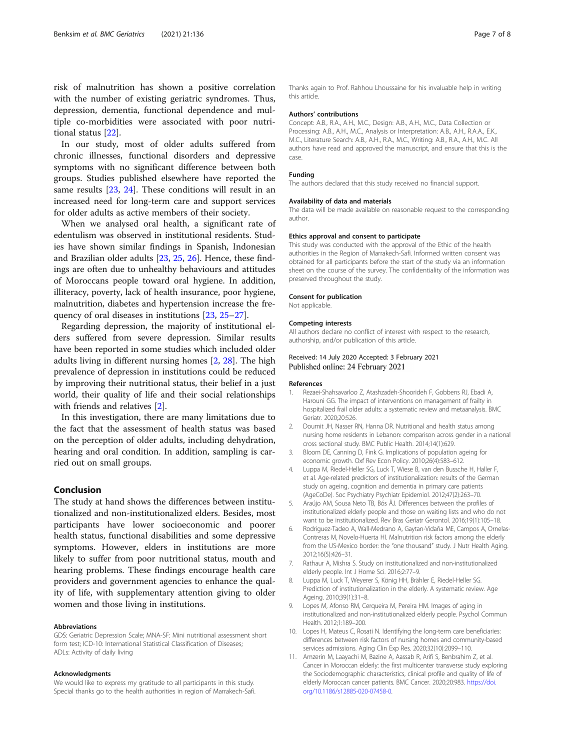risk of malnutrition has shown a positive correlation with the number of existing geriatric syndromes. Thus, depression, dementia, functional dependence and multiple co-morbidities were associated with poor nutritional status [22].

In our study, most of older adults suffered from chronic illnesses, functional disorders and depressive symptoms with no significant difference between both groups. Studies published elsewhere have reported the same results [23, 24]. These conditions will result in an increased need for long-term care and support services for older adults as active members of their society.

When we analysed oral health, a significant rate of edentulism was observed in institutional residents. Studies have shown similar findings in Spanish, Indonesian and Brazilian older adults [23, 25, 26]. Hence, these findings are often due to unhealthy behaviours and attitudes of Moroccans people toward oral hygiene. In addition, illiteracy, poverty, lack of health insurance, poor hygiene, malnutrition, diabetes and hypertension increase the frequency of oral diseases in institutions [23, 25–27].

Regarding depression, the majority of institutional elders suffered from severe depression. Similar results have been reported in some studies which included older adults living in different nursing homes [2, 28]. The high prevalence of depression in institutions could be reduced by improving their nutritional status, their belief in a just world, their quality of life and their social relationships with friends and relatives [2].

In this investigation, there are many limitations due to the fact that the assessment of health status was based on the perception of older adults, including dehydration, hearing and oral condition. In addition, sampling is carried out on small groups.

## Conclusion

The study at hand shows the differences between institutionalized and non-institutionalized elders. Besides, most participants have lower socioeconomic and poorer health status, functional disabilities and some depressive symptoms. However, elders in institutions are more likely to suffer from poor nutritional status, mouth and hearing problems. These findings encourage health care providers and government agencies to enhance the quality of life, with supplementary attention giving to older women and those living in institutions.

#### Abbreviations

GDS: Geriatric Depression Scale; MNA-SF: Mini nutritional assessment short form test; ICD-10: International Statistical Classification of Diseases; ADLs: Activity of daily living

#### Acknowledgments

We would like to express my gratitude to all participants in this study. Special thanks go to the health authorities in region of Marrakech-Safi. Thanks again to Prof. Rahhou Lhoussaine for his invaluable help in writing this article.

#### Authors' contributions

Concept: A.B., R.A., A.H., M.C., Design: A.B., A.H., M.C., Data Collection or Processing: A.B., A.H., M.C., Analysis or Interpretation: A.B., A.H., R.A.A., E.K., M.C., Literature Search: A.B., A.H., R.A., M.C., Writing: A.B., R.A., A.H., M.C. All authors have read and approved the manuscript, and ensure that this is the case.

#### Funding

The authors declared that this study received no financial support.

#### Availability of data and materials

The data will be made available on reasonable request to the corresponding author.

#### Ethics approval and consent to participate

This study was conducted with the approval of the Ethic of the health authorities in the Region of Marrakech-Safi. Informed written consent was obtained for all participants before the start of the study via an information sheet on the course of the survey. The confidentiality of the information was preserved throughout the study.

#### Consent for publication

Not applicable.

#### Competing interests

All authors declare no conflict of interest with respect to the research, authorship, and/or publication of this article.

Received: 14 July 2020 Accepted: 3 February 2021
Published online: 24 February 2021

#### References

1. Rezaei-Shahsavarloo Z, Atashzadeh-Shoorideh F, Gobbens RJ, Ebadi A, Harouni GG. The impact of interventions on management of frailty in hospitalized frail older adults: a systematic review and metaanalysis. BMC Geriatr. 2020;20:526.
2. Doumit JH, Nasser RN, Hanna DR. Nutritional and health status among nursing home residents in Lebanon: comparison across gender in a national cross sectional study. BMC Public Health. 2014;14(1):629.
3. Bloom DE, Canning D, Fink G. Implications of population ageing for economic growth. Oxf Rev Econ Policy. 2010;26(4):583–612.
4. Luppa M, Riedel-Heller SG, Luck T, Wiese B, van den Bussche H, Haller F, et al. Age-related predictors of institutionalization: results of the German study on ageing, cognition and dementia in primary care patients (AgeCoDe). Soc Psychiatry Psychiatr Epidemiol. 2012;47(2):263–70.
5. Araújo AM, Sousa Neto TB, Bós ÂJ. Differences between the profiles of institutionalized elderly people and those on waiting lists and who do not want to be institutionalized. Rev Bras Geriatr Gerontol. 2016;19(1):105–18.
6. Rodriguez-Tadeo A, Wall-Medrano A, Gaytan-Vidaña ME, Campos A, Ornelas-Contreras M, Novelo-Huerta HI. Malnutrition risk factors among the elderly from the US-Mexico border: the "one thousand" study. J Nutr Health Aging. 2012;16(5):426–31.
7. Rathaur A, Mishra S. Study on institutionalized and non-institutionalized elderly people. Int J Home Sci. 2016;2:77–9.
8. Luppa M, Luck T, Weyerer S, König HH, Brähler E, Riedel-Heller SG. Prediction of institutionalization in the elderly. A systematic review. Age Ageing. 2010;39(1):31–8.
9. Lopes M, Afonso RM, Cerqueira M, Pereira HM. Images of aging in institutionalized and non-institutionalized elderly people. Psychol Commun Health. 2012;1:189–200.
10. Lopes H, Mateus C, Rosati N. Identifying the long-term care beneficiaries: differences between risk factors of nursing homes and community-based services admissions. Aging Clin Exp Res. 2020;32(10):2099–110.
11. Amzerin M, Laayachi M, Bazine A, Aassab R, Arifi S, Benbrahim Z, et al. Cancer in Moroccan elderly: the first multicenter transverse study exploring the Sociodemographic characteristics, clinical profile and quality of life of elderly Moroccan cancer patients. BMC Cancer. 2020;20:983. https://doi.org/10.1186/s12885-020-07458-0.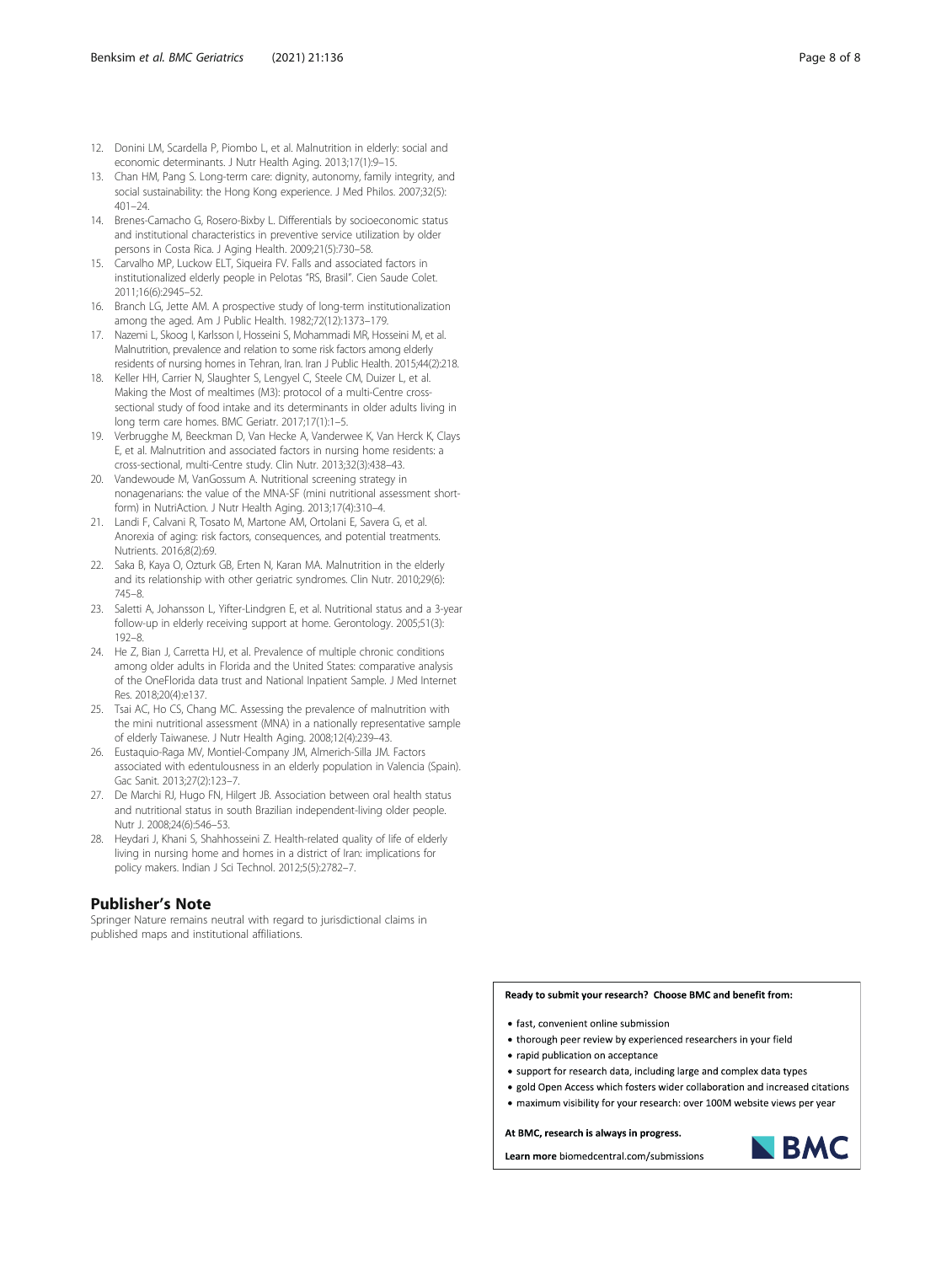12. Donini LM, Scardella P, Piombo L, et al. Malnutrition in elderly: social and economic determinants. J Nutr Health Aging. 2013;17(1):9–15.
13. Chan HM, Pang S. Long-term care: dignity, autonomy, family integrity, and social sustainability: the Hong Kong experience. J Med Philos. 2007;32(5):401–24.
14. Brenes-Camacho G, Rosero-Bixby L. Differentials by socioeconomic status and institutional characteristics in preventive service utilization by older persons in Costa Rica. J Aging Health. 2009;21(5):730–58.
15. Carvalho MP, Luckow ELT, Siqueira FV. Falls and associated factors in institutionalized elderly people in Pelotas "RS, Brasil". Cien Saude Colet. 2011;16(6):2945–52.
16. Branch LG, Jette AM. A prospective study of long-term institutionalization among the aged. Am J Public Health. 1982;72(12):1373–179.
17. Nazemi L, Skoog I, Karlsson I, Hosseini S, Mohammadi MR, Hosseini M, et al. Malnutrition, prevalence and relation to some risk factors among elderly residents of nursing homes in Tehran, Iran. Iran J Public Health. 2015;44(2):218.
18. Keller HH, Carrier N, Slaughter S, Lengyel C, Steele CM, Duizer L, et al. Making the Most of mealtimes (M3): protocol of a multi-Centre cross-sectional study of food intake and its determinants in older adults living in long term care homes. BMC Geriatr. 2017;17(1):1–5.
19. Verbrugghe M, Beeckman D, Van Hecke A, Vanderwee K, Van Herck K, Clays E, et al. Malnutrition and associated factors in nursing home residents: a cross-sectional, multi-Centre study. Clin Nutr. 2013;32(3):438–43.
20. Vandewoude M, VanGossum A. Nutritional screening strategy in nonagenarians: the value of the MNA-SF (mini nutritional assessment short-form) in NutriAction. J Nutr Health Aging. 2013;17(4):310–4.
21. Landi F, Calvani R, Tosato M, Martone AM, Ortolani E, Savera G, et al. Anorexia of aging: risk factors, consequences, and potential treatments. Nutrients. 2016;8(2):69.
22. Saka B, Kaya O, Ozturk GB, Erten N, Karan MA. Malnutrition in the elderly and its relationship with other geriatric syndromes. Clin Nutr. 2010;29(6):745–8.
23. Saletti A, Johansson L, Yifter-Lindgren E, et al. Nutritional status and a 3-year follow-up in elderly receiving support at home. Gerontology. 2005;51(3):192–8.
24. He Z, Bian J, Carretta HJ, et al. Prevalence of multiple chronic conditions among older adults in Florida and the United States: comparative analysis of the OneFlorida data trust and National Inpatient Sample. J Med Internet Res. 2018;20(4):e137.
25. Tsai AC, Ho CS, Chang MC. Assessing the prevalence of malnutrition with the mini nutritional assessment (MNA) in a nationally representative sample of elderly Taiwanese. J Nutr Health Aging. 2008;12(4):239–43.
26. Eustaquio-Raga MV, Montiel-Company JM, Almerich-Silla JM. Factors associated with edentulousness in an elderly population in Valencia (Spain). Gac Sanit. 2013;27(2):123–7.
27. De Marchi RJ, Hugo FN, Hilgert JB. Association between oral health status and nutritional status in south Brazilian independent-living older people. Nutr J. 2008;24(6):546–53.
28. Heydari J, Khani S, Shahhosseini Z. Health-related quality of life of elderly living in nursing home and homes in a district of Iran: implications for policy makers. Indian J Sci Technol. 2012;5(5):2782–7.

## Publisher's Note

Springer Nature remains neutral with regard to jurisdictional claims in published maps and institutional affiliations.

**Ready to submit your research? Choose BMC and benefit from:**

- fast, convenient online submission
- thorough peer review by experienced researchers in your field
- rapid publication on acceptance
- support for research data, including large and complex data types
- gold Open Access which fosters wider collaboration and increased citations
- maximum visibility for your research: over 100M website views per year

**At BMC, research is always in progress.**

**Learn more** biomedcentral.com/submissions